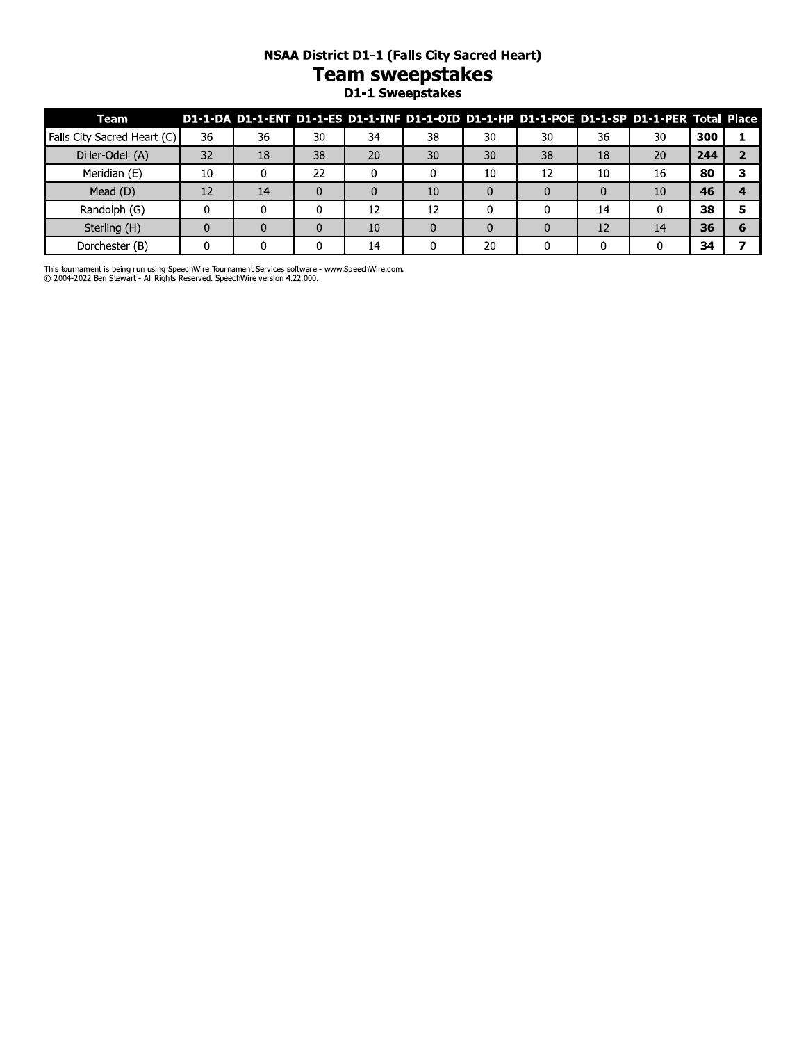### NSAA District D1-1 (Falls City Sacred Heart)

# Team sweepstakes

### D1-1 Sweepstakes

| Team | D1-1-DA | D1-1-ENT | D1-1-ES | D1-1-INF | D1-1-OID | D1-1-HP | D1-1-POE | D1-1-SP | D1-1-PER | Total | Place |
|---|---|---|---|---|---|---|---|---|---|---|---|
| Falls City Sacred Heart (C) | 36 | 36 | 30 | 34 | 38 | 30 | 30 | 36 | 30 | **300** | **1** |
| Diller-Odell (A) | 32 | 18 | 38 | 20 | 30 | 30 | 38 | 18 | 20 | **244** | **2** |
| Meridian (E) | 10 | 0 | 22 | 0 | 0 | 10 | 12 | 10 | 16 | **80** | **3** |
| Mead (D) | 12 | 14 | 0 | 0 | 10 | 0 | 0 | 0 | 10 | **46** | **4** |
| Randolph (G) | 0 | 0 | 0 | 12 | 12 | 0 | 0 | 14 | 0 | **38** | **5** |
| Sterling (H) | 0 | 0 | 0 | 10 | 0 | 0 | 0 | 12 | 14 | **36** | **6** |
| Dorchester (B) | 0 | 0 | 0 | 14 | 0 | 20 | 0 | 0 | 0 | **34** | **7** |

This tournament is being run using SpeechWire Tournament Services software - www.SpeechWire.com.
© 2004-2022 Ben Stewart - All Rights Reserved. SpeechWire version 4.22.000.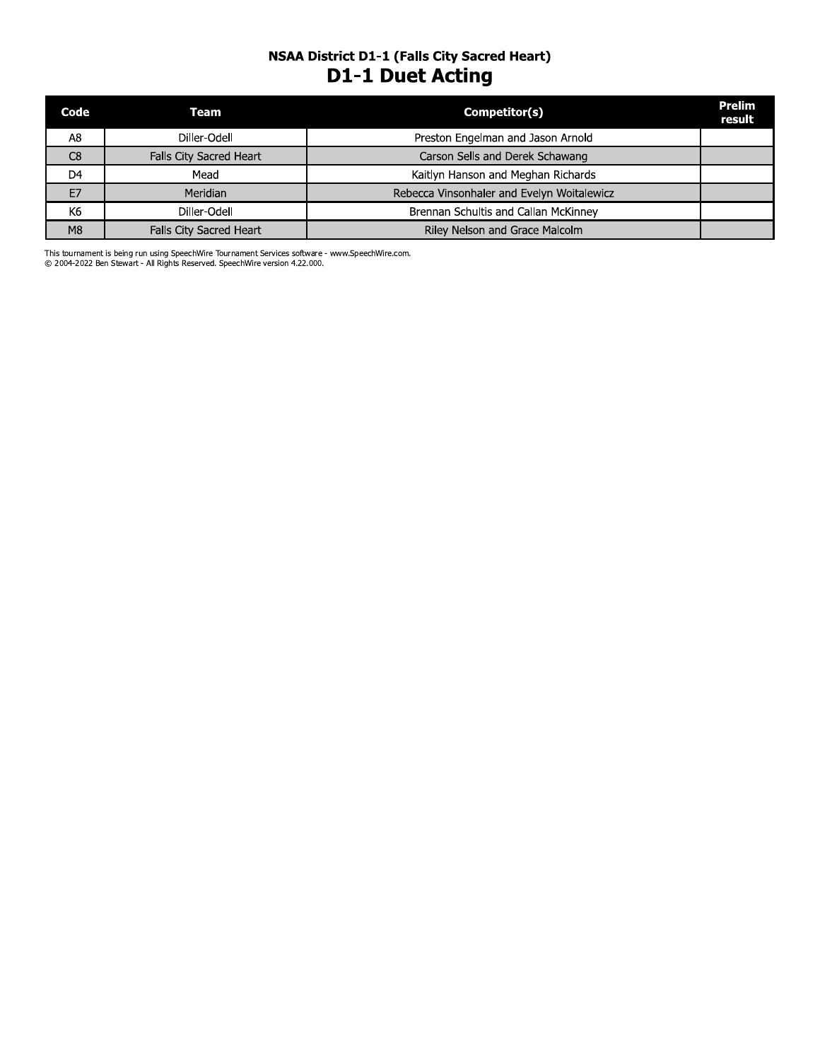### NSAA District D1-1 (Falls City Sacred Heart)

## D1-1 Duet Acting

| Code | Team | Competitor(s) | Prelim result |
|---|---|---|---|
| A8 | Diller-Odell | Preston Engelman and Jason Arnold | |
| C8 | Falls City Sacred Heart | Carson Sells and Derek Schawang | |
| D4 | Mead | Kaitlyn Hanson and Meghan Richards | |
| E7 | Meridian | Rebecca Vinsonhaler and Evelyn Woitalewicz | |
| K6 | Diller-Odell | Brennan Schultis and Callan McKinney | |
| M8 | Falls City Sacred Heart | Riley Nelson and Grace Malcolm | |

This tournament is being run using SpeechWire Tournament Services software - www.SpeechWire.com.
© 2004-2022 Ben Stewart - All Rights Reserved. SpeechWire version 4.22.000.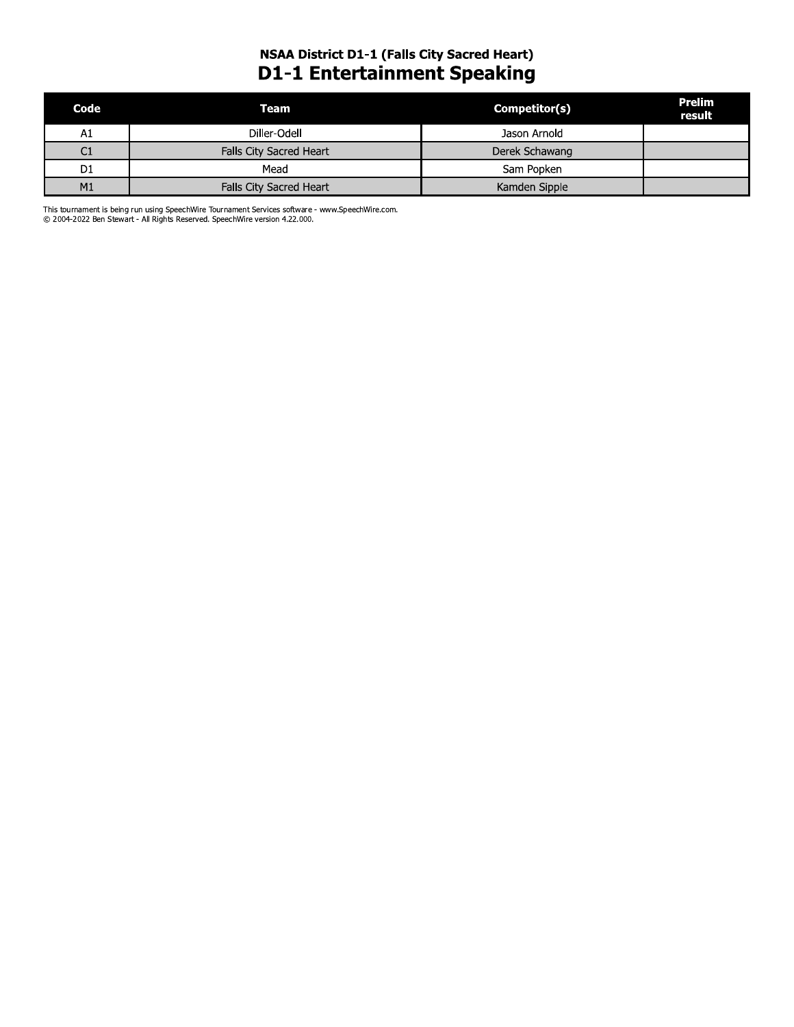### NSAA District D1-1 (Falls City Sacred Heart)

# D1-1 Entertainment Speaking

| Code | Team | Competitor(s) | Prelim result |
|---|---|---|---|
| A1 | Diller-Odell | Jason Arnold | |
| C1 | Falls City Sacred Heart | Derek Schawang | |
| D1 | Mead | Sam Popken | |
| M1 | Falls City Sacred Heart | Kamden Sipple | |

This tournament is being run using SpeechWire Tournament Services software - www.SpeechWire.com.
© 2004-2022 Ben Stewart - All Rights Reserved. SpeechWire version 4.22.000.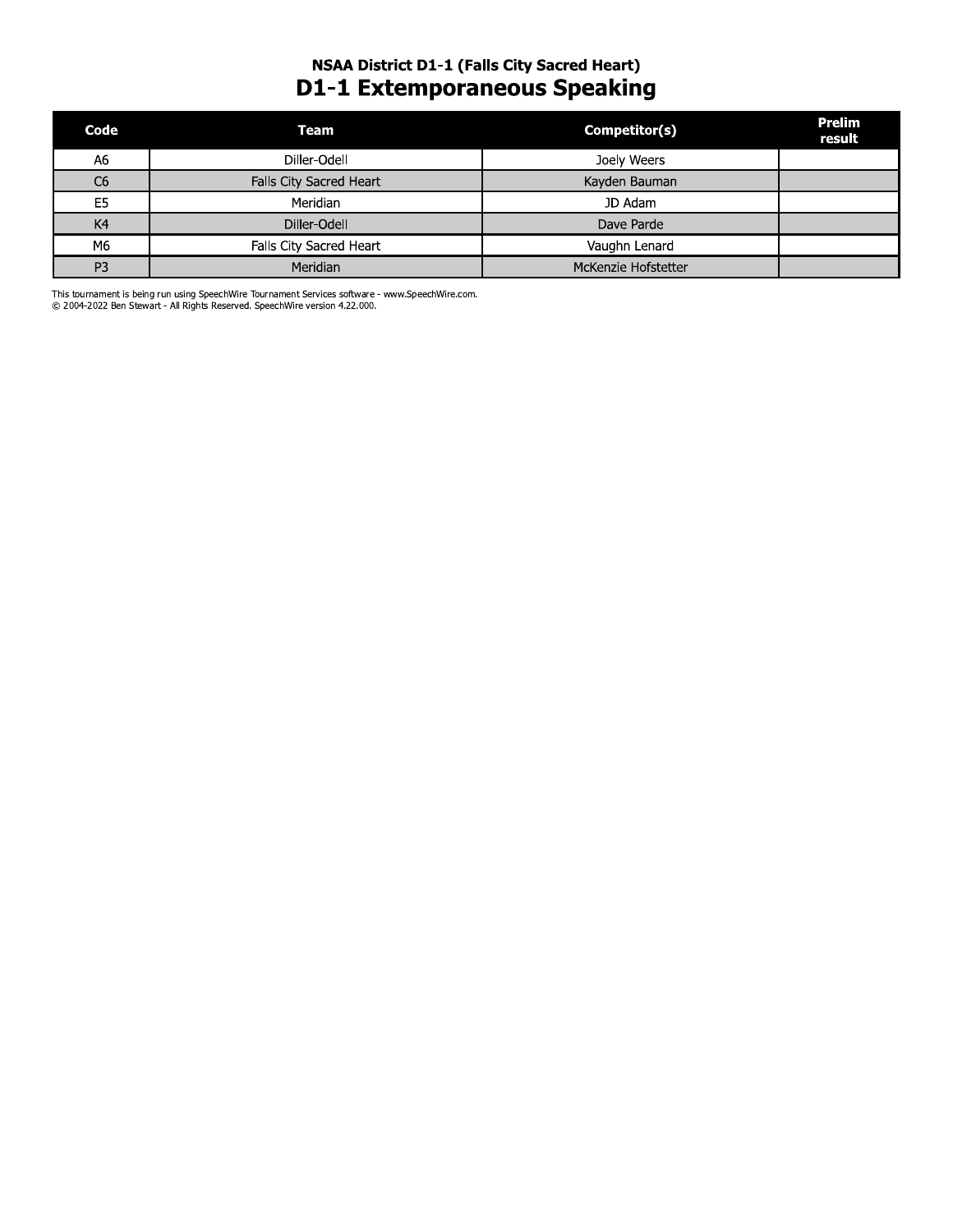### NSAA District D1-1 (Falls City Sacred Heart)

# D1-1 Extemporaneous Speaking

| Code | Team | Competitor(s) | Prelim result |
|---|---|---|---|
| A6 | Diller-Odell | Joely Weers | |
| C6 | Falls City Sacred Heart | Kayden Bauman | |
| E5 | Meridian | JD Adam | |
| K4 | Diller-Odell | Dave Parde | |
| M6 | Falls City Sacred Heart | Vaughn Lenard | |
| P3 | Meridian | McKenzie Hofstetter | |

This tournament is being run using SpeechWire Tournament Services software - www.SpeechWire.com.
© 2004-2022 Ben Stewart - All Rights Reserved. SpeechWire version 4.22.000.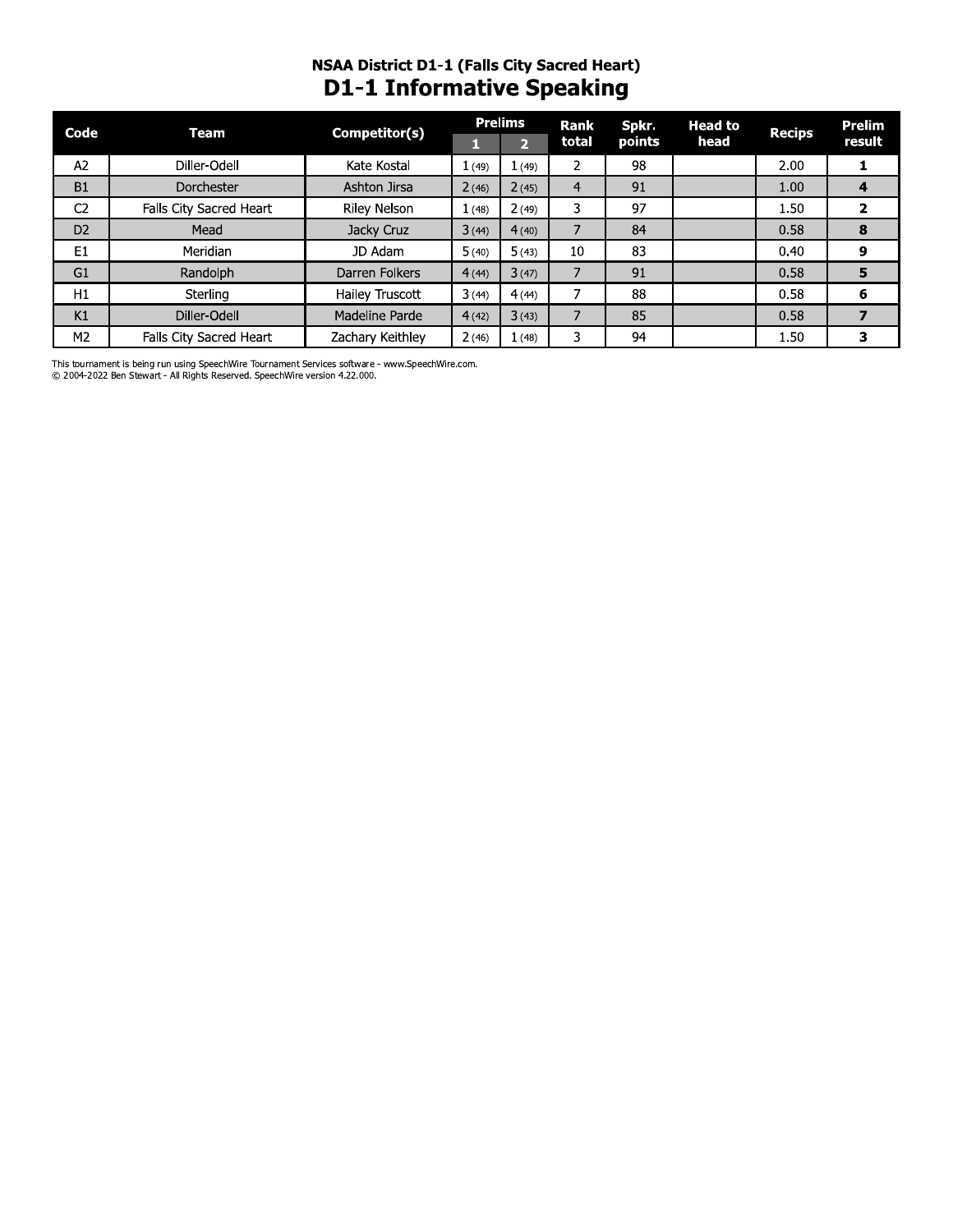## NSAA District D1-1 (Falls City Sacred Heart)

# D1-1 Informative Speaking

| Code | Team | Competitor(s) | Prelims | | Rank total | Spkr. points | Head to head | Recips | Prelim result |
|---|---|---|---|---|---|---|---|---|---|
| | | | 1 | 2 | | | | | |
| A2 | Diller-Odell | Kate Kostal | 1 (49) | 1 (49) | 2 | 98 | | 2.00 | **1** |
| B1 | Dorchester | Ashton Jirsa | 2 (46) | 2 (45) | 4 | 91 | | 1.00 | **4** |
| C2 | Falls City Sacred Heart | Riley Nelson | 1 (48) | 2 (49) | 3 | 97 | | 1.50 | **2** |
| D2 | Mead | Jacky Cruz | 3 (44) | 4 (40) | 7 | 84 | | 0.58 | **8** |
| E1 | Meridian | JD Adam | 5 (40) | 5 (43) | 10 | 83 | | 0.40 | **9** |
| G1 | Randolph | Darren Folkers | 4 (44) | 3 (47) | 7 | 91 | | 0.58 | **5** |
| H1 | Sterling | Hailey Truscott | 3 (44) | 4 (44) | 7 | 88 | | 0.58 | **6** |
| K1 | Diller-Odell | Madeline Parde | 4 (42) | 3 (43) | 7 | 85 | | 0.58 | **7** |
| M2 | Falls City Sacred Heart | Zachary Keithley | 2 (46) | 1 (48) | 3 | 94 | | 1.50 | **3** |

This tournament is being run using SpeechWire Tournament Services software - www.SpeechWire.com.
© 2004-2022 Ben Stewart - All Rights Reserved. SpeechWire version 4.22.000.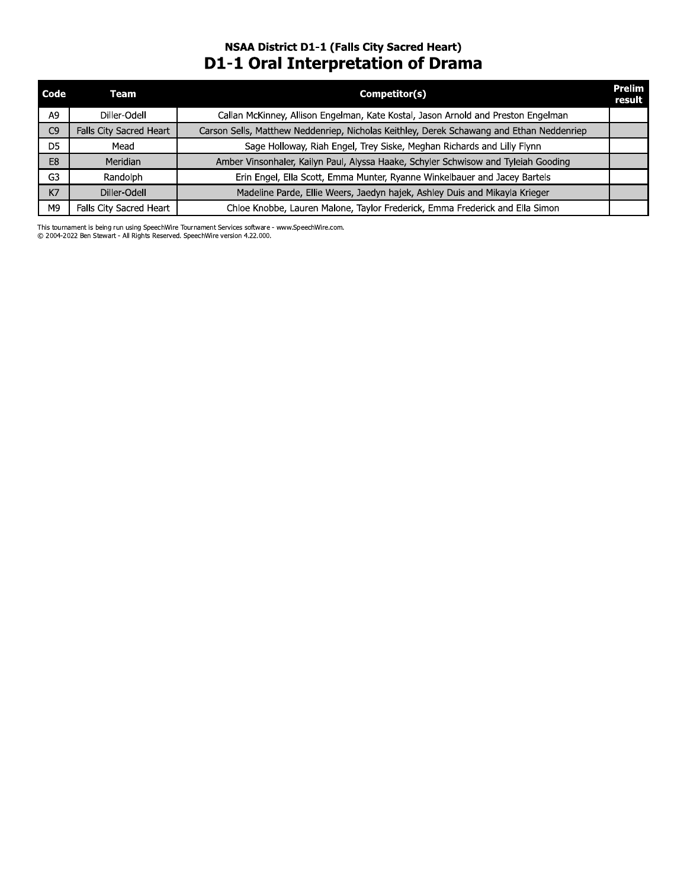### NSAA District D1-1 (Falls City Sacred Heart)

# D1-1 Oral Interpretation of Drama

| Code | Team | Competitor(s) | Prelim result |
|---|---|---|---|
| A9 | Diller-Odell | Callan McKinney, Allison Engelman, Kate Kostal, Jason Arnold and Preston Engelman | |
| C9 | Falls City Sacred Heart | Carson Sells, Matthew Neddenriep, Nicholas Keithley, Derek Schawang and Ethan Neddenriep | |
| D5 | Mead | Sage Holloway, Riah Engel, Trey Siske, Meghan Richards and Lilly Flynn | |
| E8 | Meridian | Amber Vinsonhaler, Kailyn Paul, Alyssa Haake, Schyler Schwisow and Tyleiah Gooding | |
| G3 | Randolph | Erin Engel, Ella Scott, Emma Munter, Ryanne Winkelbauer and Jacey Bartels | |
| K7 | Diller-Odell | Madeline Parde, Ellie Weers, Jaedyn hajek, Ashley Duis and Mikayla Krieger | |
| M9 | Falls City Sacred Heart | Chloe Knobbe, Lauren Malone, Taylor Frederick, Emma Frederick and Ella Simon | |

This tournament is being run using SpeechWire Tournament Services software - www.SpeechWire.com.
© 2004-2022 Ben Stewart - All Rights Reserved. SpeechWire version 4.22.000.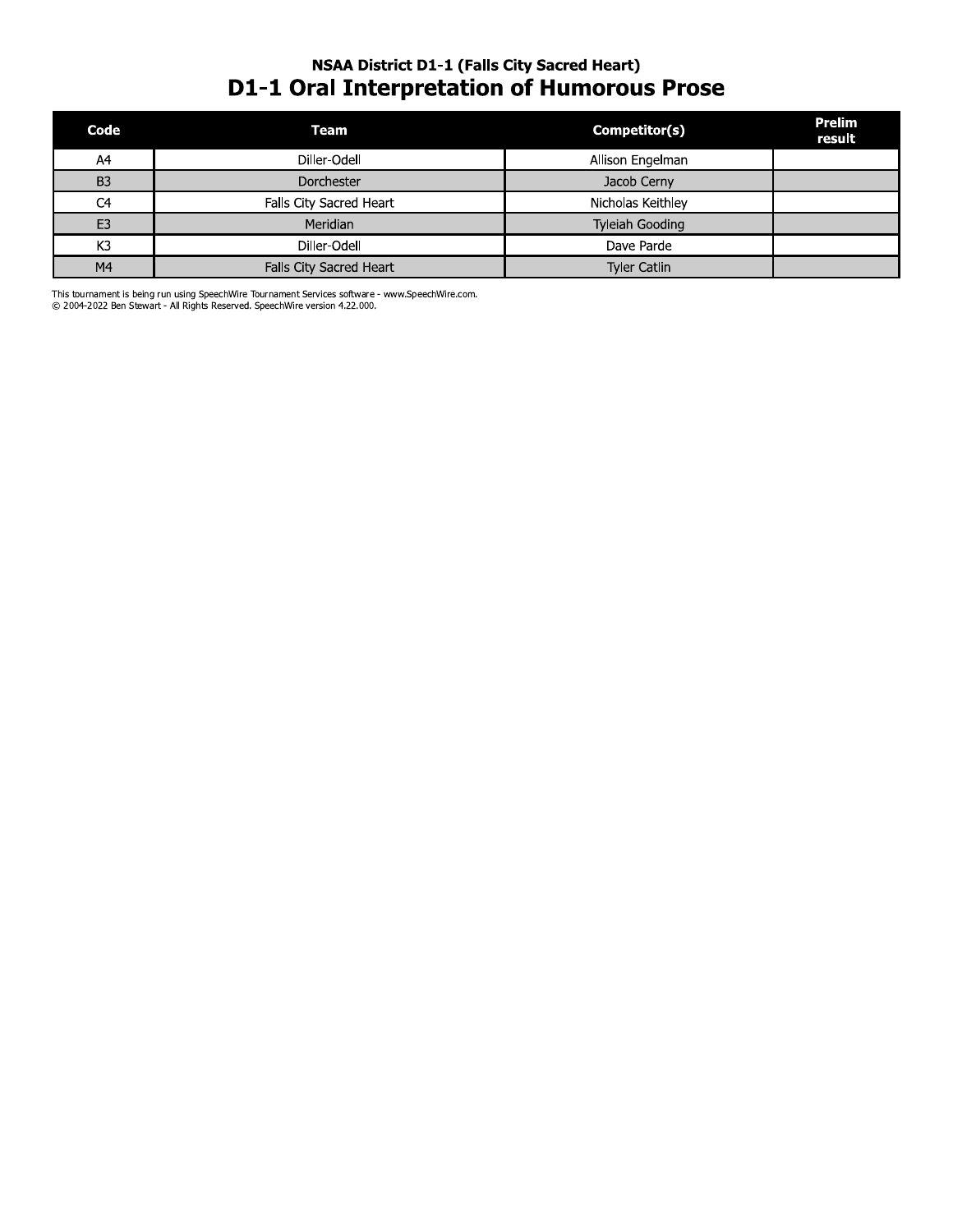### NSAA District D1-1 (Falls City Sacred Heart)

# D1-1 Oral Interpretation of Humorous Prose

| Code | Team | Competitor(s) | Prelim result |
|---|---|---|---|
| A4 | Diller-Odell | Allison Engelman | |
| B3 | Dorchester | Jacob Cerny | |
| C4 | Falls City Sacred Heart | Nicholas Keithley | |
| E3 | Meridian | Tyleiah Gooding | |
| K3 | Diller-Odell | Dave Parde | |
| M4 | Falls City Sacred Heart | Tyler Catlin | |

This tournament is being run using SpeechWire Tournament Services software - www.SpeechWire.com.
© 2004-2022 Ben Stewart - All Rights Reserved. SpeechWire version 4.22.000.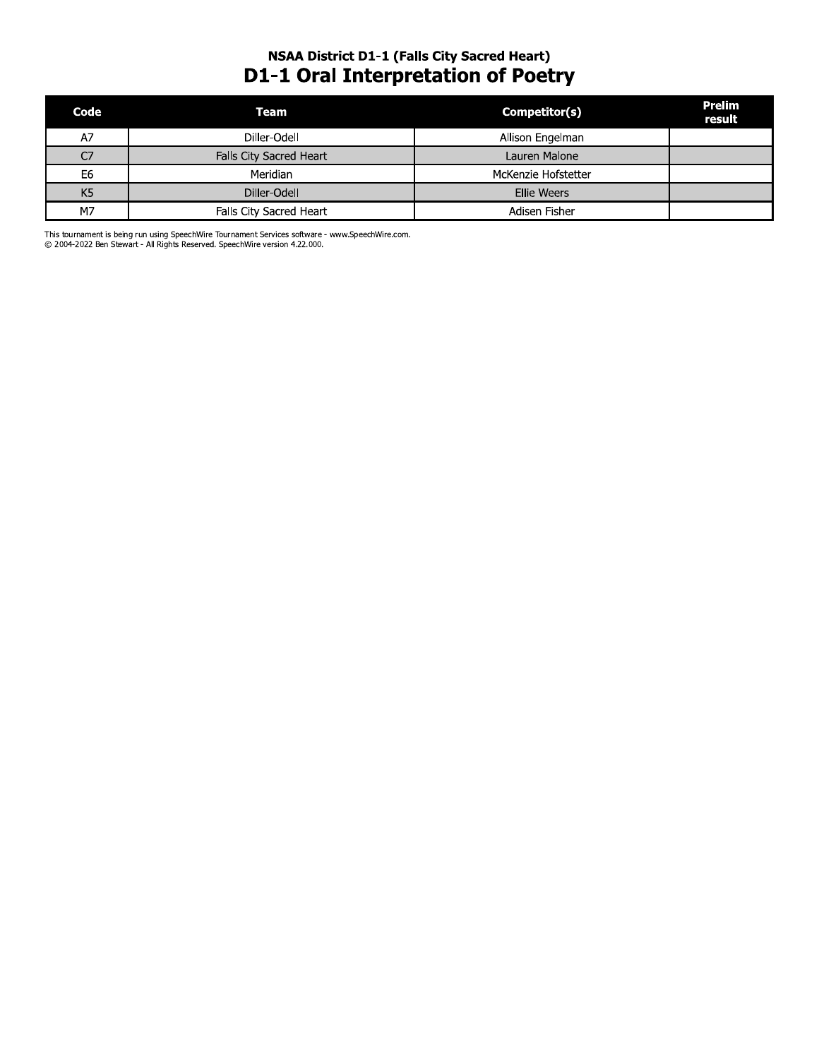### NSAA District D1-1 (Falls City Sacred Heart)

## D1-1 Oral Interpretation of Poetry

| Code | Team | Competitor(s) | Prelim result |
|---|---|---|---|
| A7 | Diller-Odell | Allison Engelman | |
| C7 | Falls City Sacred Heart | Lauren Malone | |
| E6 | Meridian | McKenzie Hofstetter | |
| K5 | Diller-Odell | Ellie Weers | |
| M7 | Falls City Sacred Heart | Adisen Fisher | |

This tournament is being run using SpeechWire Tournament Services software - www.SpeechWire.com.
© 2004-2022 Ben Stewart - All Rights Reserved. SpeechWire version 4.22.000.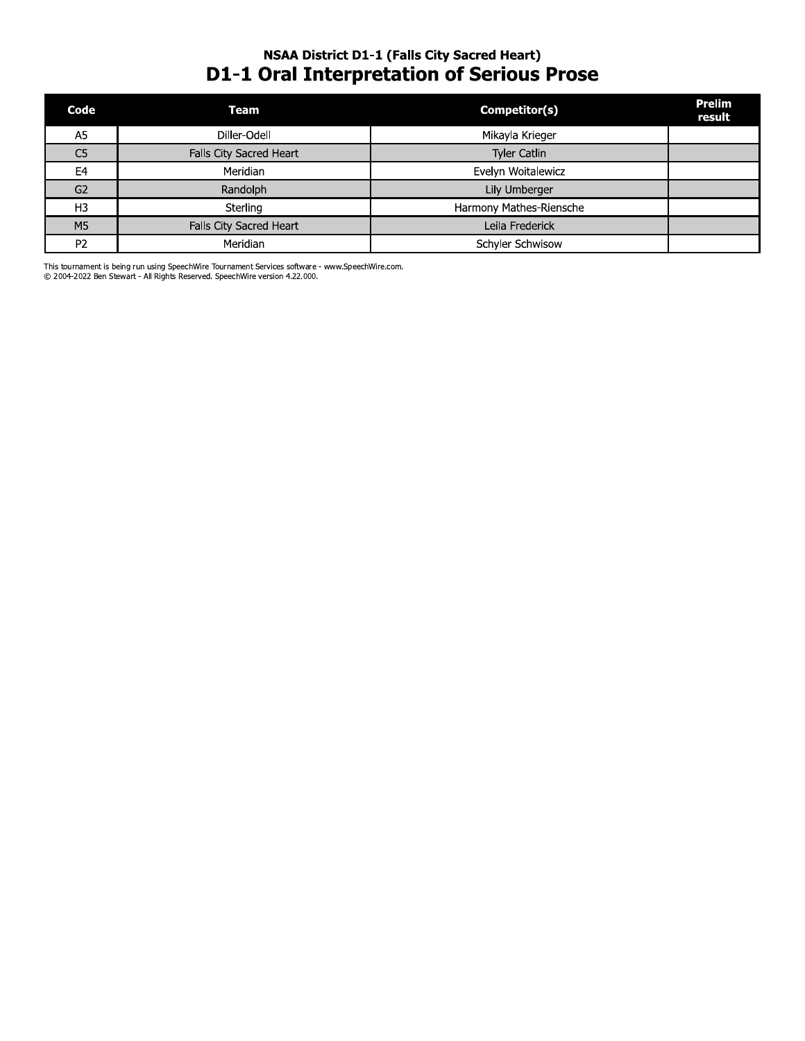## NSAA District D1-1 (Falls City Sacred Heart)

# D1-1 Oral Interpretation of Serious Prose

| Code | Team | Competitor(s) | Prelim result |
|---|---|---|---|
| A5 | Diller-Odell | Mikayla Krieger | |
| C5 | Falls City Sacred Heart | Tyler Catlin | |
| E4 | Meridian | Evelyn Woitalewicz | |
| G2 | Randolph | Lily Umberger | |
| H3 | Sterling | Harmony Mathes-Riensche | |
| M5 | Falls City Sacred Heart | Leila Frederick | |
| P2 | Meridian | Schyler Schwisow | |

This tournament is being run using SpeechWire Tournament Services software - www.SpeechWire.com.
© 2004-2022 Ben Stewart - All Rights Reserved. SpeechWire version 4.22.000.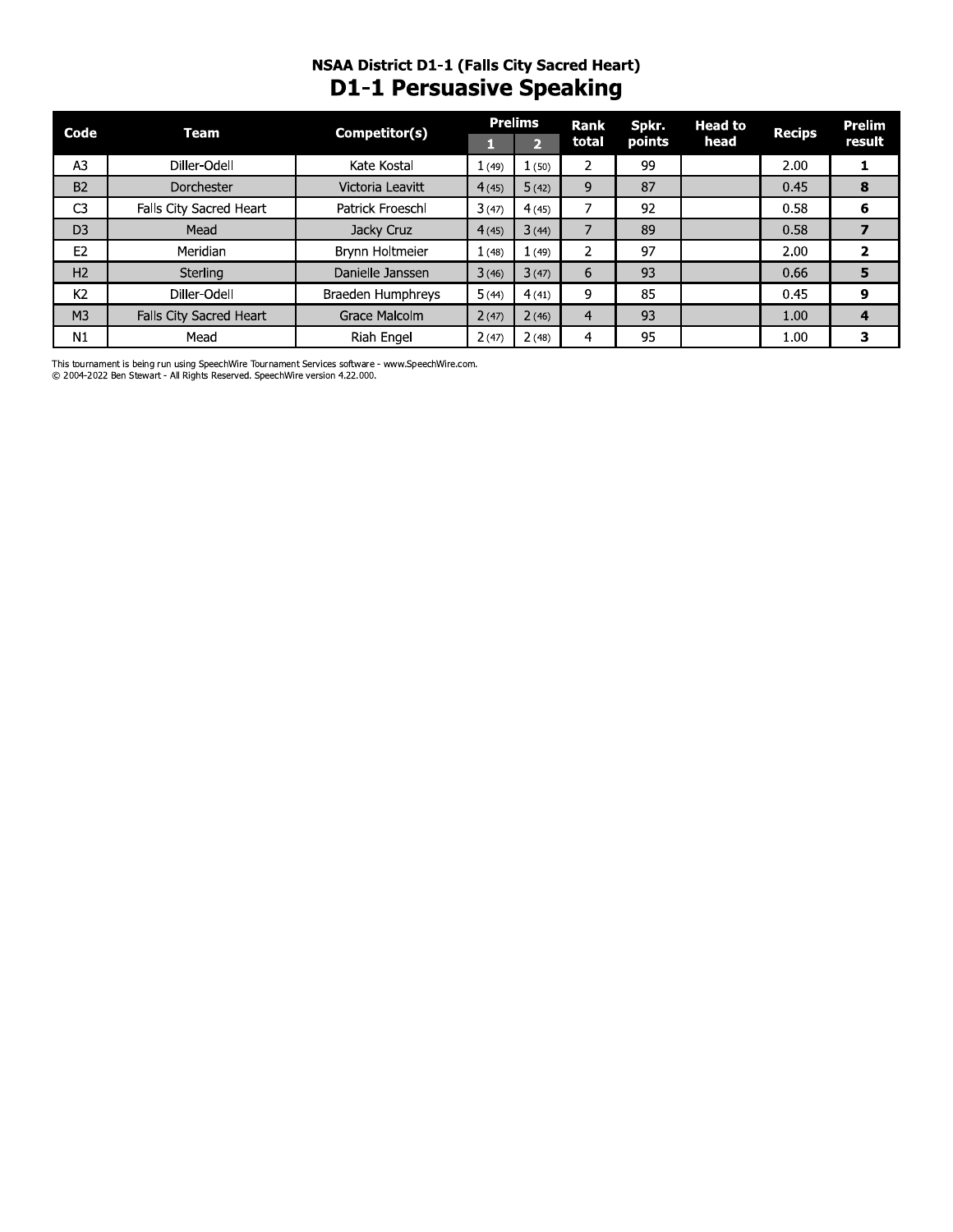## NSAA District D1-1 (Falls City Sacred Heart)

# D1-1 Persuasive Speaking

| Code | Team | Competitor(s) | Prelims | | Rank total | Spkr. points | Head to head | Recips | Prelim result |
|---|---|---|---|---|---|---|---|---|---|
| | | | 1 | 2 | | | | | |
| A3 | Diller-Odell | Kate Kostal | 1 (49) | 1 (50) | 2 | 99 | | 2.00 | **1** |
| B2 | Dorchester | Victoria Leavitt | 4 (45) | 5 (42) | 9 | 87 | | 0.45 | **8** |
| C3 | Falls City Sacred Heart | Patrick Froeschl | 3 (47) | 4 (45) | 7 | 92 | | 0.58 | **6** |
| D3 | Mead | Jacky Cruz | 4 (45) | 3 (44) | 7 | 89 | | 0.58 | **7** |
| E2 | Meridian | Brynn Holtmeier | 1 (48) | 1 (49) | 2 | 97 | | 2.00 | **2** |
| H2 | Sterling | Danielle Janssen | 3 (46) | 3 (47) | 6 | 93 | | 0.66 | **5** |
| K2 | Diller-Odell | Braeden Humphreys | 5 (44) | 4 (41) | 9 | 85 | | 0.45 | **9** |
| M3 | Falls City Sacred Heart | Grace Malcolm | 2 (47) | 2 (46) | 4 | 93 | | 1.00 | **4** |
| N1 | Mead | Riah Engel | 2 (47) | 2 (48) | 4 | 95 | | 1.00 | **3** |

This tournament is being run using SpeechWire Tournament Services software - www.SpeechWire.com.
© 2004-2022 Ben Stewart - All Rights Reserved. SpeechWire version 4.22.000.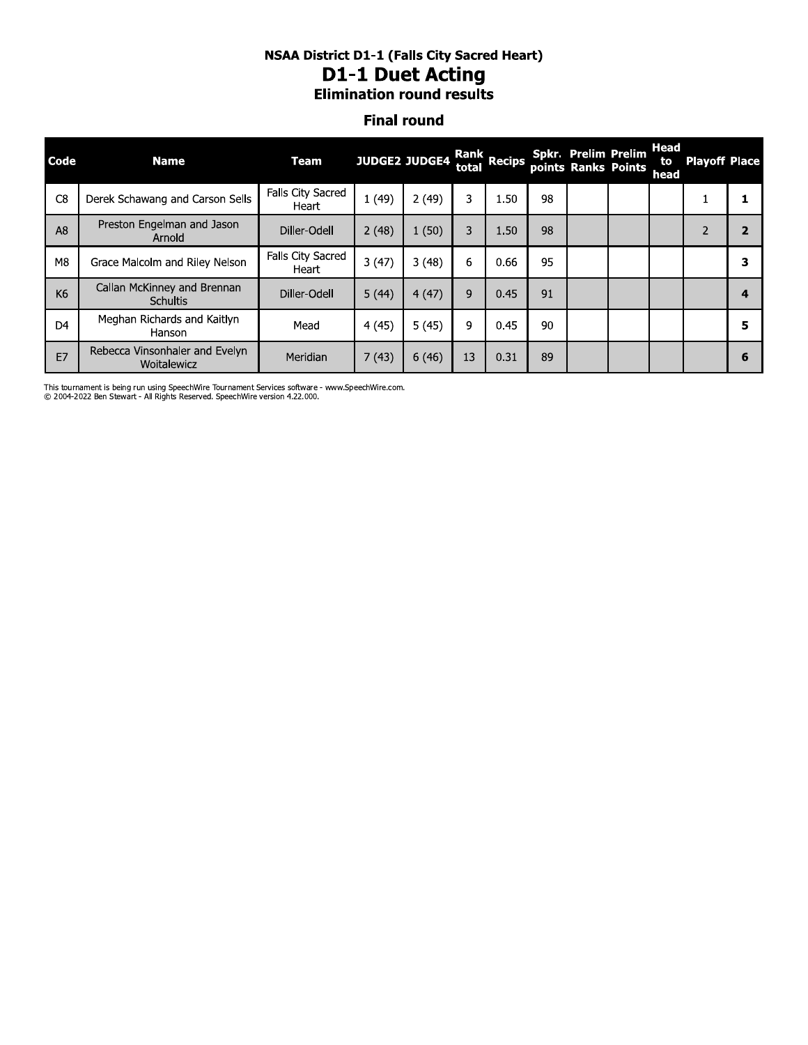### NSAA District D1-1 (Falls City Sacred Heart)

# D1-1 Duet Acting

### Elimination round results

### Final round

| Code | Name | Team | JUDGE2 | JUDGE4 | Rank total | Recips | Spkr. points | Prelim Ranks | Prelim Points | Head to head | Playoff | Place |
|---|---|---|---|---|---|---|---|---|---|---|---|---|
| C8 | Derek Schawang and Carson Sells | Falls City Sacred Heart | 1 (49) | 2 (49) | 3 | 1.50 | 98 | | | | 1 | **1** |
| A8 | Preston Engelman and Jason Arnold | Diller-Odell | 2 (48) | 1 (50) | 3 | 1.50 | 98 | | | | 2 | **2** |
| M8 | Grace Malcolm and Riley Nelson | Falls City Sacred Heart | 3 (47) | 3 (48) | 6 | 0.66 | 95 | | | | | **3** |
| K6 | Callan McKinney and Brennan Schultis | Diller-Odell | 5 (44) | 4 (47) | 9 | 0.45 | 91 | | | | | **4** |
| D4 | Meghan Richards and Kaitlyn Hanson | Mead | 4 (45) | 5 (45) | 9 | 0.45 | 90 | | | | | **5** |
| E7 | Rebecca Vinsonhaler and Evelyn Woitalewicz | Meridian | 7 (43) | 6 (46) | 13 | 0.31 | 89 | | | | | **6** |

This tournament is being run using SpeechWire Tournament Services software - www.SpeechWire.com.
© 2004-2022 Ben Stewart - All Rights Reserved. SpeechWire version 4.22.000.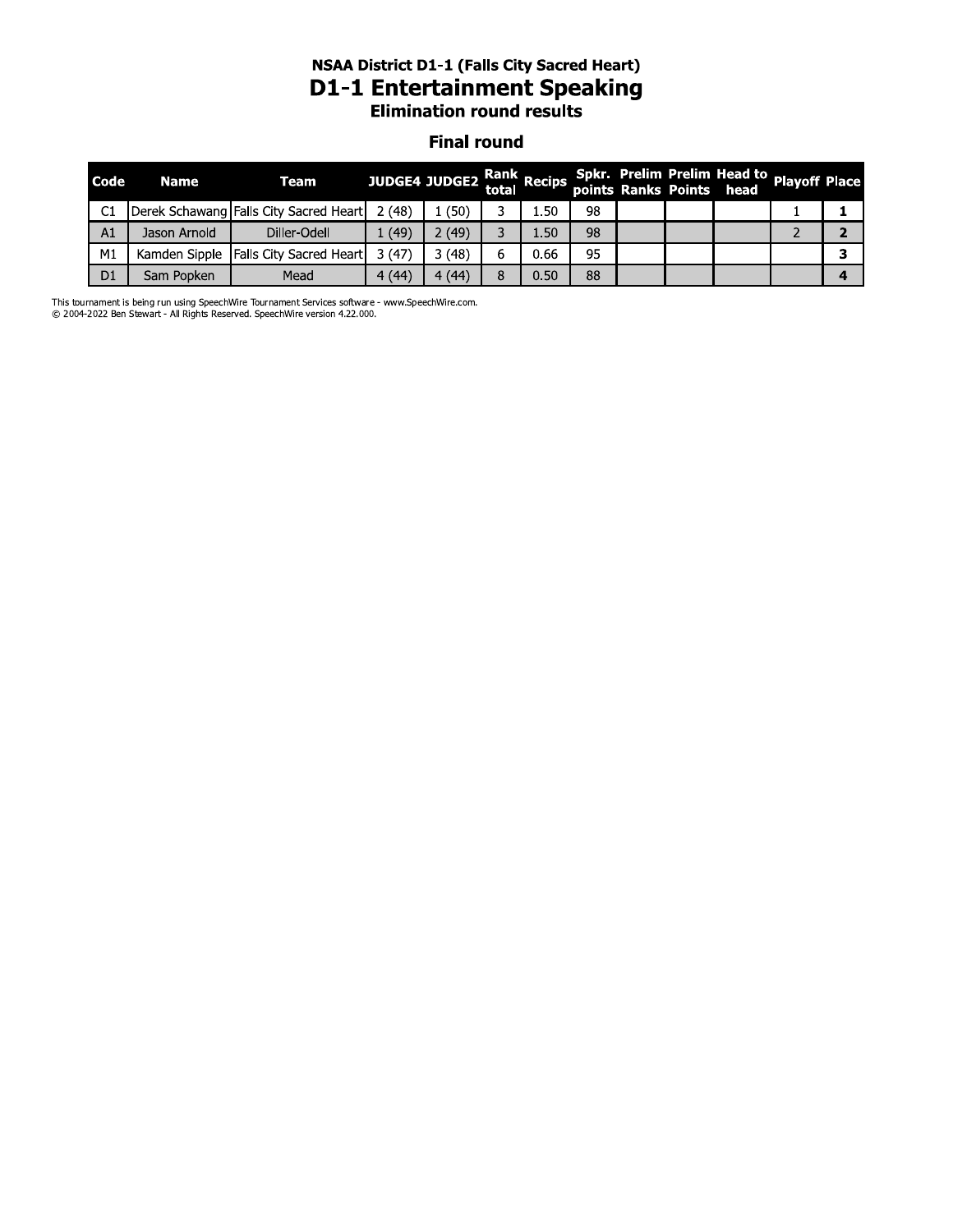### NSAA District D1-1 (Falls City Sacred Heart)

# D1-1 Entertainment Speaking

### Elimination round results

## Final round

| Code | Name | Team | JUDGE4 | JUDGE2 | Rank total | Recips | Spkr. points | Prelim Ranks | Prelim Points | Head to head | Playoff | Place |
|---|---|---|---|---|---|---|---|---|---|---|---|---|
| C1 | Derek Schawang | Falls City Sacred Heart | 2 (48) | 1 (50) | 3 | 1.50 | 98 | | | | 1 | **1** |
| A1 | Jason Arnold | Diller-Odell | 1 (49) | 2 (49) | 3 | 1.50 | 98 | | | | 2 | **2** |
| M1 | Kamden Sipple | Falls City Sacred Heart | 3 (47) | 3 (48) | 6 | 0.66 | 95 | | | | | **3** |
| D1 | Sam Popken | Mead | 4 (44) | 4 (44) | 8 | 0.50 | 88 | | | | | **4** |

This tournament is being run using SpeechWire Tournament Services software - www.SpeechWire.com.
© 2004-2022 Ben Stewart - All Rights Reserved. SpeechWire version 4.22.000.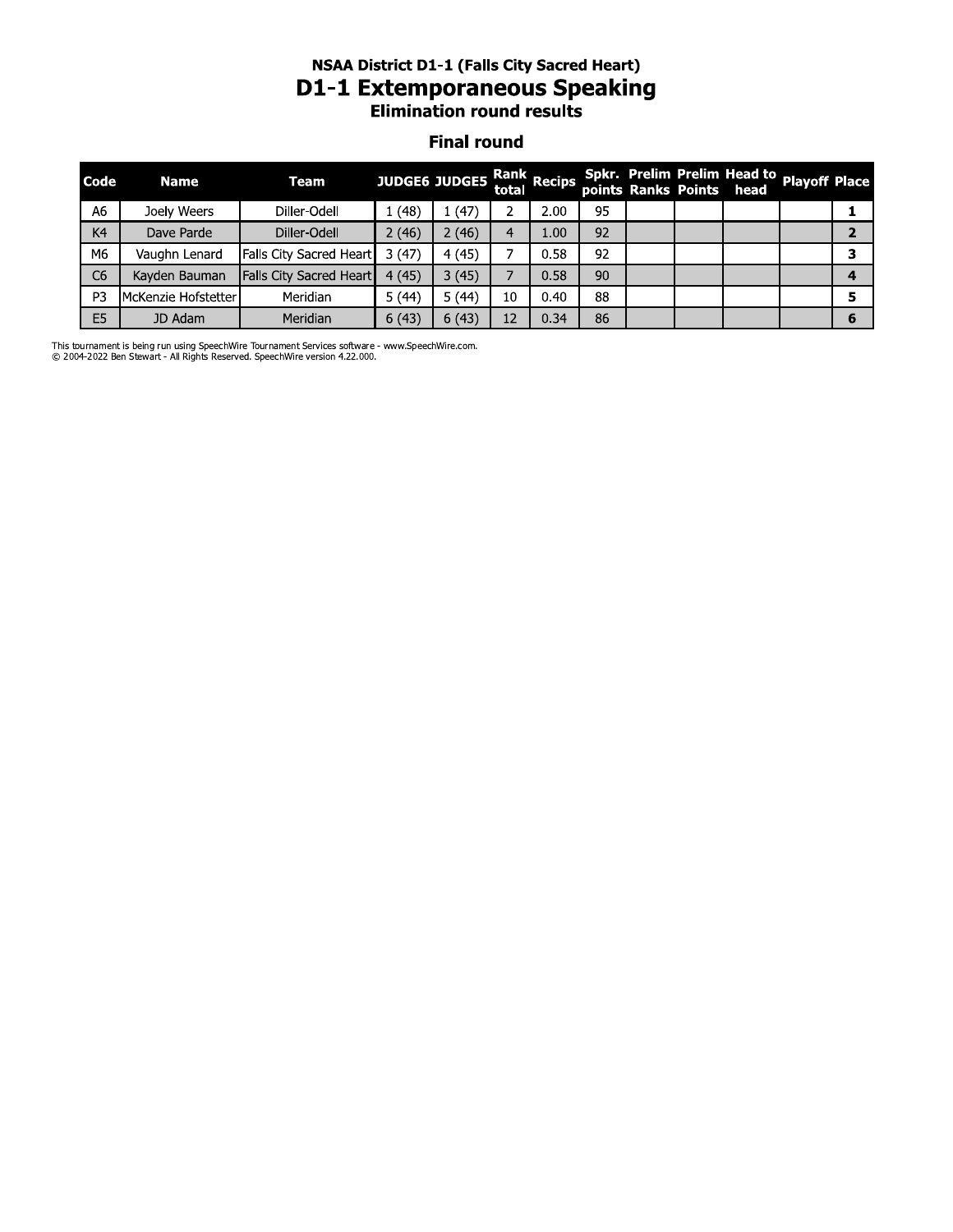### NSAA District D1-1 (Falls City Sacred Heart)

# D1-1 Extemporaneous Speaking

### Elimination round results

## Final round

| Code | Name | Team | JUDGE6 | JUDGE5 | Rank total | Recips | Spkr. points | Prelim Ranks | Prelim Points | Head to head | Playoff | Place |
|---|---|---|---|---|---|---|---|---|---|---|---|---|
| A6 | Joely Weers | Diller-Odell | 1 (48) | 1 (47) | 2 | 2.00 | 95 | | | | | 1 |
| K4 | Dave Parde | Diller-Odell | 2 (46) | 2 (46) | 4 | 1.00 | 92 | | | | | 2 |
| M6 | Vaughn Lenard | Falls City Sacred Heart | 3 (47) | 4 (45) | 7 | 0.58 | 92 | | | | | 3 |
| C6 | Kayden Bauman | Falls City Sacred Heart | 4 (45) | 3 (45) | 7 | 0.58 | 90 | | | | | 4 |
| P3 | McKenzie Hofstetter | Meridian | 5 (44) | 5 (44) | 10 | 0.40 | 88 | | | | | 5 |
| E5 | JD Adam | Meridian | 6 (43) | 6 (43) | 12 | 0.34 | 86 | | | | | 6 |

This tournament is being run using SpeechWire Tournament Services software - www.SpeechWire.com.
© 2004-2022 Ben Stewart - All Rights Reserved. SpeechWire version 4.22.000.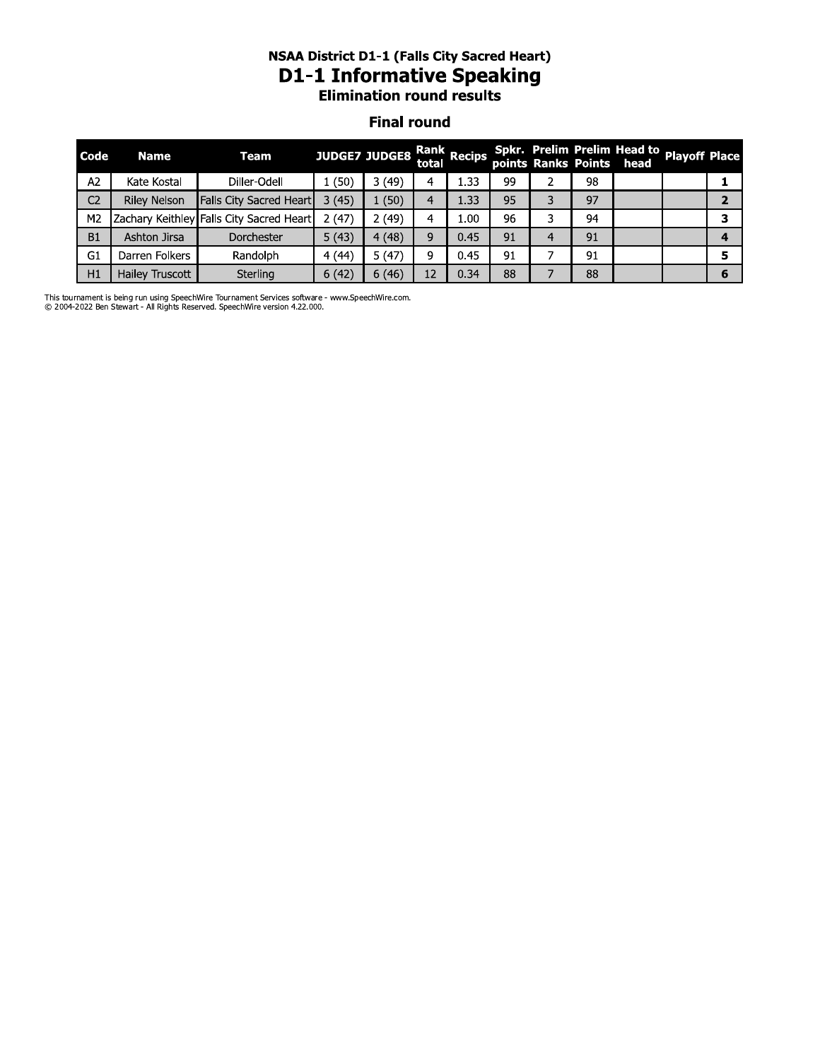### NSAA District D1-1 (Falls City Sacred Heart)

# D1-1 Informative Speaking

### Elimination round results

## Final round

| Code | Name | Team | JUDGE7 | JUDGE8 | Rank total | Recips | Spkr. points | Prelim Ranks | Prelim Points | Head to head | Playoff | Place |
|---|---|---|---|---|---|---|---|---|---|---|---|---|
| A2 | Kate Kostal | Diller-Odell | 1 (50) | 3 (49) | 4 | 1.33 | 99 | 2 | 98 | | | 1 |
| C2 | Riley Nelson | Falls City Sacred Heart | 3 (45) | 1 (50) | 4 | 1.33 | 95 | 3 | 97 | | | 2 |
| M2 | Zachary Keithley | Falls City Sacred Heart | 2 (47) | 2 (49) | 4 | 1.00 | 96 | 3 | 94 | | | 3 |
| B1 | Ashton Jirsa | Dorchester | 5 (43) | 4 (48) | 9 | 0.45 | 91 | 4 | 91 | | | 4 |
| G1 | Darren Folkers | Randolph | 4 (44) | 5 (47) | 9 | 0.45 | 91 | 7 | 91 | | | 5 |
| H1 | Hailey Truscott | Sterling | 6 (42) | 6 (46) | 12 | 0.34 | 88 | 7 | 88 | | | 6 |

This tournament is being run using SpeechWire Tournament Services software - www.SpeechWire.com.
© 2004-2022 Ben Stewart - All Rights Reserved. SpeechWire version 4.22.000.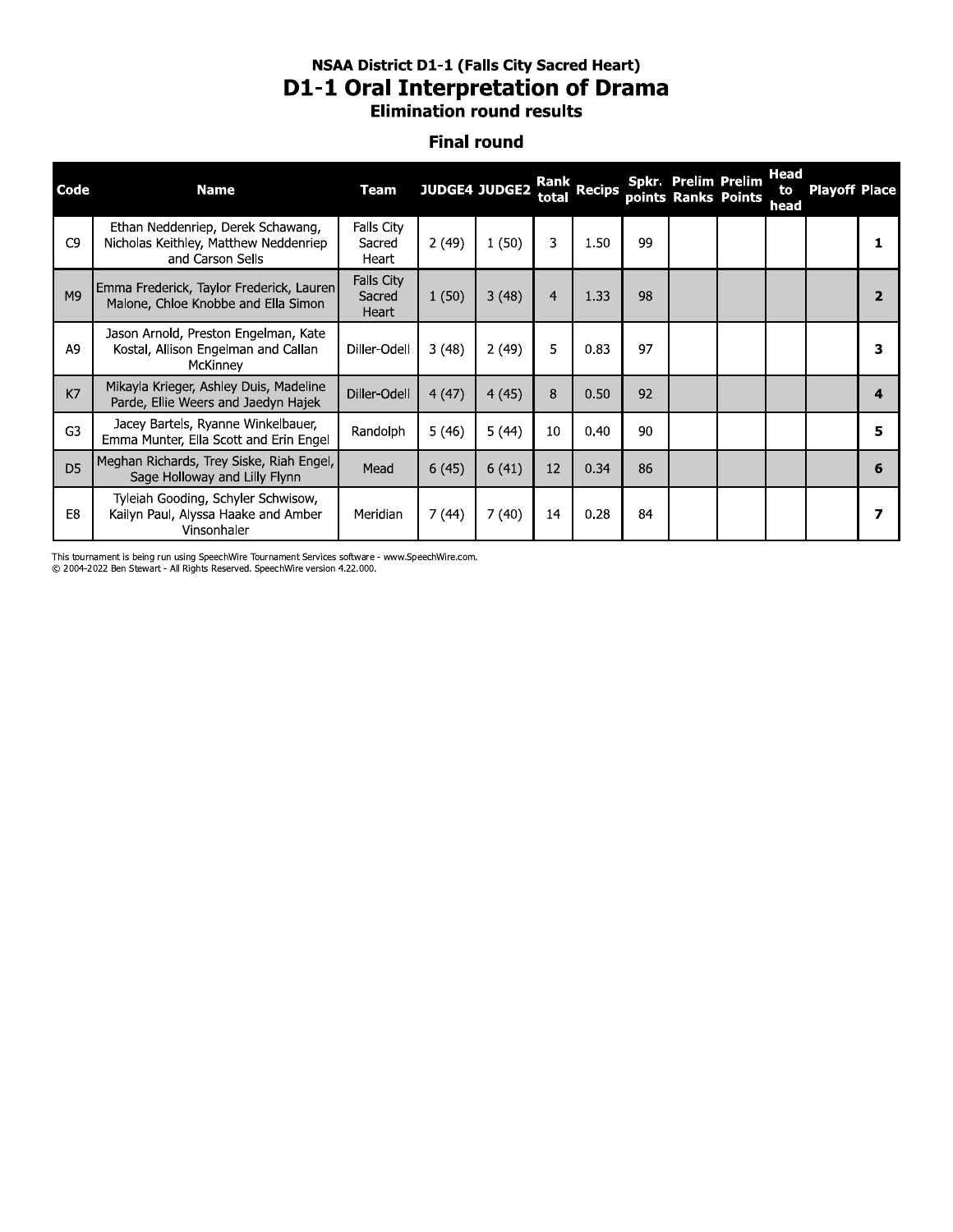### NSAA District D1-1 (Falls City Sacred Heart)

# D1-1 Oral Interpretation of Drama

### Elimination round results

### Final round

| Code | Name | Team | JUDGE4 | JUDGE2 | Rank total | Recips | Spkr. points | Prelim Ranks | Prelim Points | Head to head | Playoff | Place |
|---|---|---|---|---|---|---|---|---|---|---|---|---|
| C9 | Ethan Neddenriep, Derek Schawang, Nicholas Keithley, Matthew Neddenriep and Carson Sells | Falls City Sacred Heart | 2 (49) | 1 (50) | 3 | 1.50 | 99 | | | | | 1 |
| M9 | Emma Frederick, Taylor Frederick, Lauren Malone, Chloe Knobbe and Ella Simon | Falls City Sacred Heart | 1 (50) | 3 (48) | 4 | 1.33 | 98 | | | | | 2 |
| A9 | Jason Arnold, Preston Engelman, Kate Kostal, Allison Engelman and Callan McKinney | Diller-Odell | 3 (48) | 2 (49) | 5 | 0.83 | 97 | | | | | 3 |
| K7 | Mikayla Krieger, Ashley Duis, Madeline Parde, Ellie Weers and Jaedyn Hajek | Diller-Odell | 4 (47) | 4 (45) | 8 | 0.50 | 92 | | | | | 4 |
| G3 | Jacey Bartels, Ryanne Winkelbauer, Emma Munter, Ella Scott and Erin Engel | Randolph | 5 (46) | 5 (44) | 10 | 0.40 | 90 | | | | | 5 |
| D5 | Meghan Richards, Trey Siske, Riah Engel, Sage Holloway and Lilly Flynn | Mead | 6 (45) | 6 (41) | 12 | 0.34 | 86 | | | | | 6 |
| E8 | Tyleiah Gooding, Schyler Schwisow, Kailyn Paul, Alyssa Haake and Amber Vinsonhaler | Meridian | 7 (44) | 7 (40) | 14 | 0.28 | 84 | | | | | 7 |

This tournament is being run using SpeechWire Tournament Services software - www.SpeechWire.com.
© 2004-2022 Ben Stewart - All Rights Reserved. SpeechWire version 4.22.000.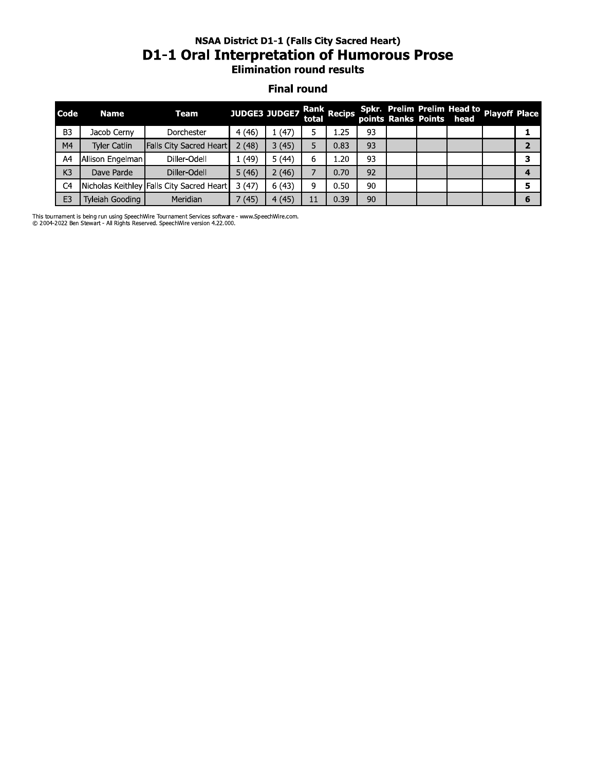### NSAA District D1-1 (Falls City Sacred Heart)

# D1-1 Oral Interpretation of Humorous Prose

### Elimination round results

### Final round

| Code | Name | Team | JUDGE3 | JUDGE7 | Rank total | Recips | Spkr. points | Prelim Ranks | Prelim Points | Head to head | Playoff | Place |
|---|---|---|---|---|---|---|---|---|---|---|---|---|
| B3 | Jacob Cerny | Dorchester | 4 (46) | 1 (47) | 5 | 1.25 | 93 | | | | | 1 |
| M4 | Tyler Catlin | Falls City Sacred Heart | 2 (48) | 3 (45) | 5 | 0.83 | 93 | | | | | 2 |
| A4 | Allison Engelman | Diller-Odell | 1 (49) | 5 (44) | 6 | 1.20 | 93 | | | | | 3 |
| K3 | Dave Parde | Diller-Odell | 5 (46) | 2 (46) | 7 | 0.70 | 92 | | | | | 4 |
| C4 | Nicholas Keithley | Falls City Sacred Heart | 3 (47) | 6 (43) | 9 | 0.50 | 90 | | | | | 5 |
| E3 | Tyleiah Gooding | Meridian | 7 (45) | 4 (45) | 11 | 0.39 | 90 | | | | | 6 |

This tournament is being run using SpeechWire Tournament Services software - www.SpeechWire.com.
© 2004-2022 Ben Stewart - All Rights Reserved. SpeechWire version 4.22.000.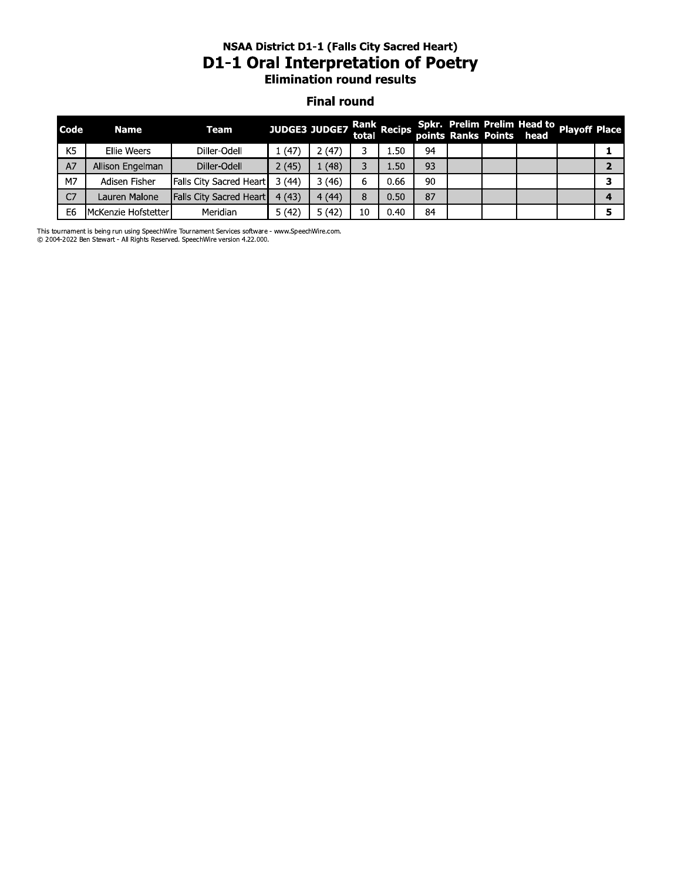### NSAA District D1-1 (Falls City Sacred Heart)

# D1-1 Oral Interpretation of Poetry

### Elimination round results

## Final round

| Code | Name | Team | JUDGE3 | JUDGE7 | Rank total | Recips | Spkr. points | Prelim Ranks | Prelim Points | Head to head | Playoff | Place |
|---|---|---|---|---|---|---|---|---|---|---|---|---|
| K5 | Ellie Weers | Diller-Odell | 1 (47) | 2 (47) | 3 | 1.50 | 94 | | | | | 1 |
| A7 | Allison Engelman | Diller-Odell | 2 (45) | 1 (48) | 3 | 1.50 | 93 | | | | | 2 |
| M7 | Adisen Fisher | Falls City Sacred Heart | 3 (44) | 3 (46) | 6 | 0.66 | 90 | | | | | 3 |
| C7 | Lauren Malone | Falls City Sacred Heart | 4 (43) | 4 (44) | 8 | 0.50 | 87 | | | | | 4 |
| E6 | McKenzie Hofstetter | Meridian | 5 (42) | 5 (42) | 10 | 0.40 | 84 | | | | | 5 |

This tournament is being run using SpeechWire Tournament Services software - www.SpeechWire.com.
© 2004-2022 Ben Stewart - All Rights Reserved. SpeechWire version 4.22.000.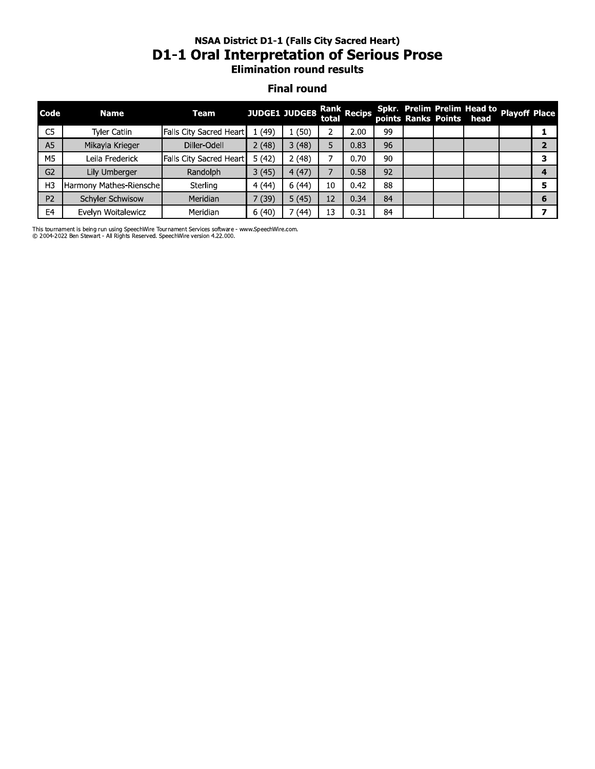### NSAA District D1-1 (Falls City Sacred Heart)

# D1-1 Oral Interpretation of Serious Prose

### Elimination round results

#### Final round

| Code | Name | Team | JUDGE1 | JUDGE8 | Rank total | Recips | Spkr. points | Prelim Ranks | Prelim Points | Head to head | Playoff | Place |
|---|---|---|---|---|---|---|---|---|---|---|---|---|
| C5 | Tyler Catlin | Falls City Sacred Heart | 1 (49) | 1 (50) | 2 | 2.00 | 99 | | | | | 1 |
| A5 | Mikayla Krieger | Diller-Odell | 2 (48) | 3 (48) | 5 | 0.83 | 96 | | | | | 2 |
| M5 | Leila Frederick | Falls City Sacred Heart | 5 (42) | 2 (48) | 7 | 0.70 | 90 | | | | | 3 |
| G2 | Lily Umberger | Randolph | 3 (45) | 4 (47) | 7 | 0.58 | 92 | | | | | 4 |
| H3 | Harmony Mathes-Riensche | Sterling | 4 (44) | 6 (44) | 10 | 0.42 | 88 | | | | | 5 |
| P2 | Schyler Schwisow | Meridian | 7 (39) | 5 (45) | 12 | 0.34 | 84 | | | | | 6 |
| E4 | Evelyn Woitalewicz | Meridian | 6 (40) | 7 (44) | 13 | 0.31 | 84 | | | | | 7 |

This tournament is being run using SpeechWire Tournament Services software - www.SpeechWire.com.
© 2004-2022 Ben Stewart - All Rights Reserved. SpeechWire version 4.22.000.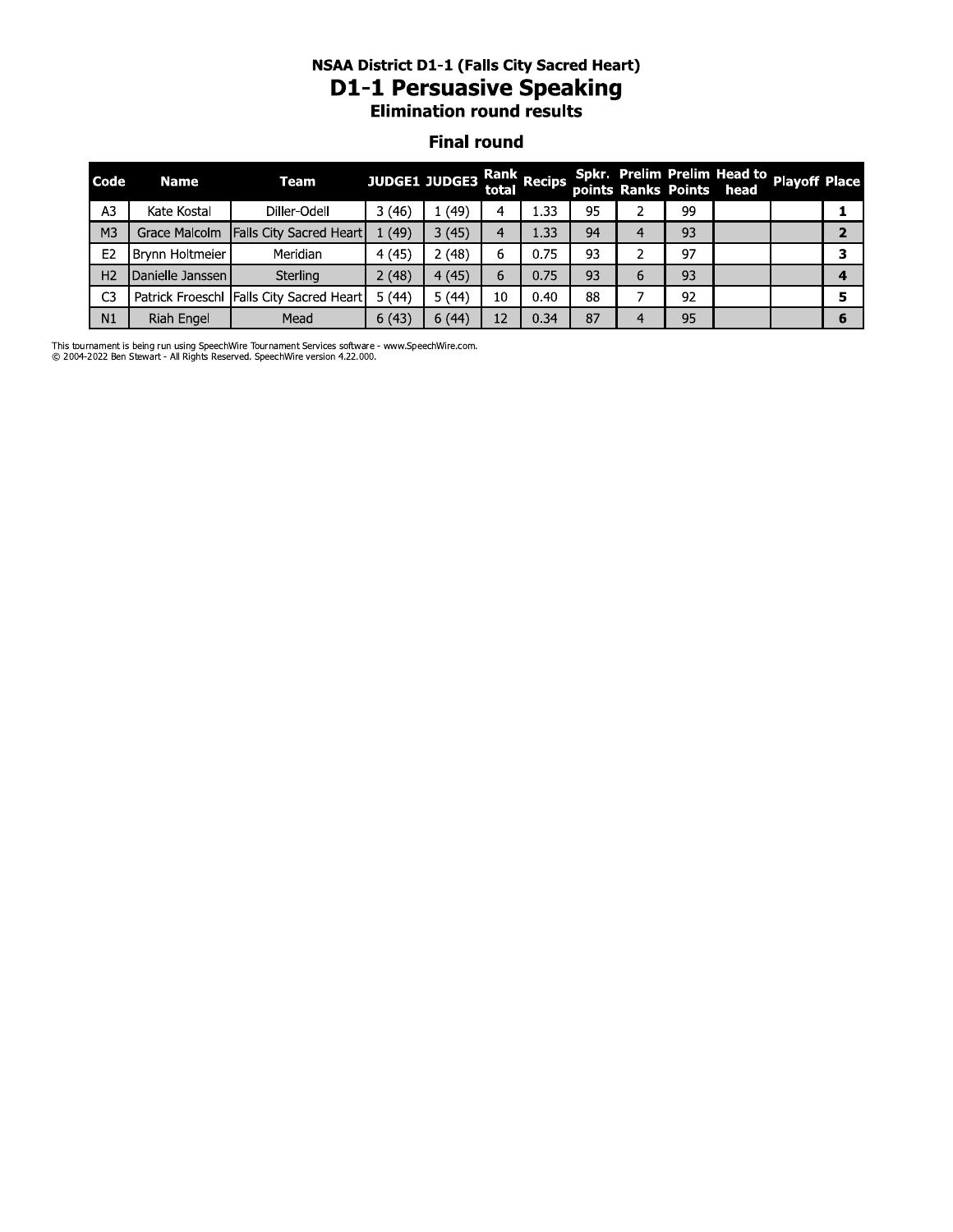**NSAA District D1-1 (Falls City Sacred Heart)**

# D1-1 Persuasive Speaking

**Elimination round results**

## Final round

| Code | Name | Team | JUDGE1 | JUDGE3 | Rank total | Recips | Spkr. points | Prelim Ranks | Prelim Points | Head to head | Playoff | Place |
|---|---|---|---|---|---|---|---|---|---|---|---|---|
| A3 | Kate Kostal | Diller-Odell | 3 (46) | 1 (49) | 4 | 1.33 | 95 | 2 | 99 | | | 1 |
| M3 | Grace Malcolm | Falls City Sacred Heart | 1 (49) | 3 (45) | 4 | 1.33 | 94 | 4 | 93 | | | 2 |
| E2 | Brynn Holtmeier | Meridian | 4 (45) | 2 (48) | 6 | 0.75 | 93 | 2 | 97 | | | 3 |
| H2 | Danielle Janssen | Sterling | 2 (48) | 4 (45) | 6 | 0.75 | 93 | 6 | 93 | | | 4 |
| C3 | Patrick Froeschl | Falls City Sacred Heart | 5 (44) | 5 (44) | 10 | 0.40 | 88 | 7 | 92 | | | 5 |
| N1 | Riah Engel | Mead | 6 (43) | 6 (44) | 12 | 0.34 | 87 | 4 | 95 | | | 6 |

This tournament is being run using SpeechWire Tournament Services software - www.SpeechWire.com.
© 2004-2022 Ben Stewart - All Rights Reserved. SpeechWire version 4.22.000.